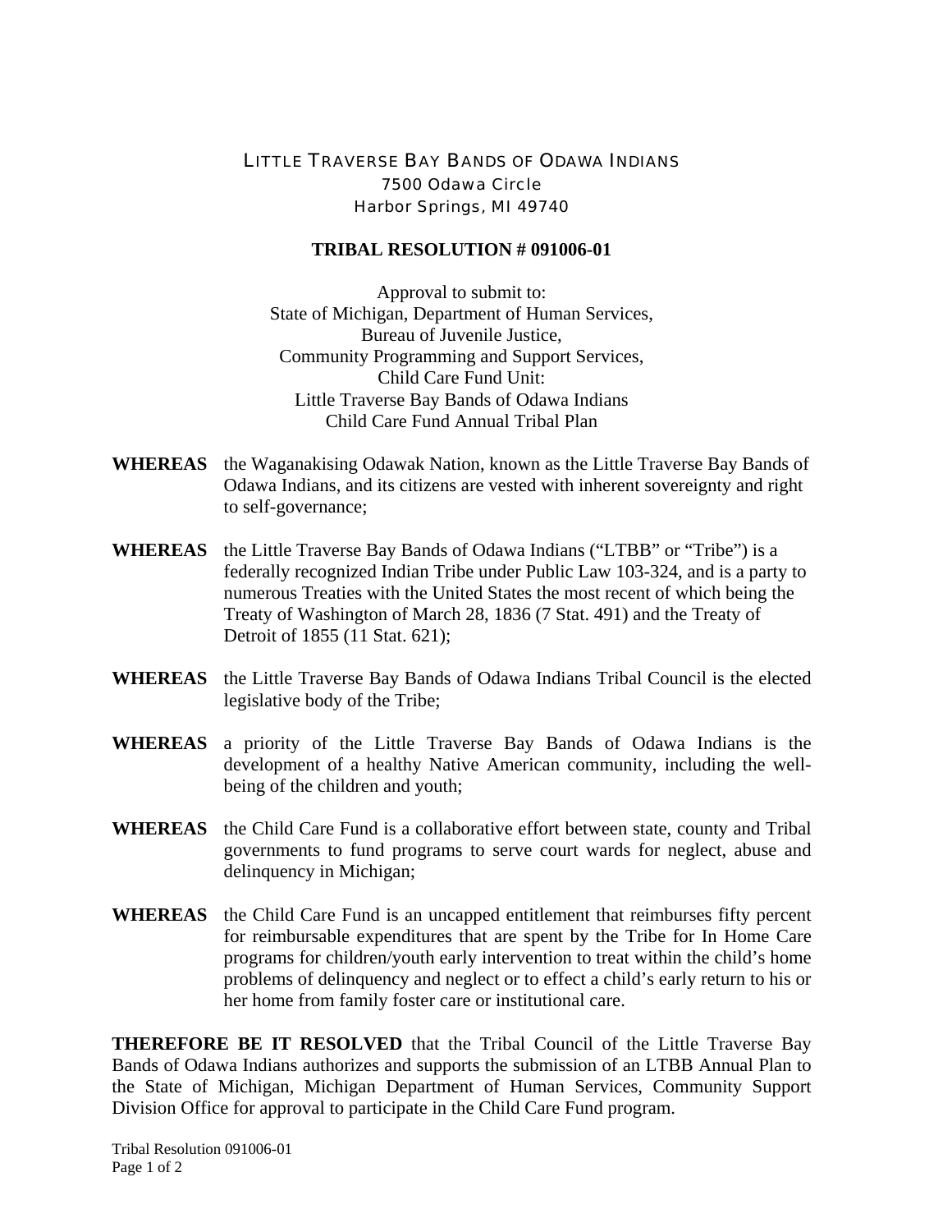LITTLE TRAVERSE BAY BANDS OF ODAWA INDIANS
7500 Odawa Circle
Harbor Springs, MI 49740

**TRIBAL RESOLUTION # 091006-01**

Approval to submit to:
State of Michigan, Department of Human Services,
Bureau of Juvenile Justice,
Community Programming and Support Services,
Child Care Fund Unit:
Little Traverse Bay Bands of Odawa Indians
Child Care Fund Annual Tribal Plan

**WHEREAS** the Waganakising Odawak Nation, known as the Little Traverse Bay Bands of Odawa Indians, and its citizens are vested with inherent sovereignty and right to self-governance;

**WHEREAS** the Little Traverse Bay Bands of Odawa Indians ("LTBB" or "Tribe") is a federally recognized Indian Tribe under Public Law 103-324, and is a party to numerous Treaties with the United States the most recent of which being the Treaty of Washington of March 28, 1836 (7 Stat. 491) and the Treaty of Detroit of 1855 (11 Stat. 621);

**WHEREAS** the Little Traverse Bay Bands of Odawa Indians Tribal Council is the elected legislative body of the Tribe;

**WHEREAS** a priority of the Little Traverse Bay Bands of Odawa Indians is the development of a healthy Native American community, including the well-being of the children and youth;

**WHEREAS** the Child Care Fund is a collaborative effort between state, county and Tribal governments to fund programs to serve court wards for neglect, abuse and delinquency in Michigan;

**WHEREAS** the Child Care Fund is an uncapped entitlement that reimburses fifty percent for reimbursable expenditures that are spent by the Tribe for In Home Care programs for children/youth early intervention to treat within the child's home problems of delinquency and neglect or to effect a child's early return to his or her home from family foster care or institutional care.

**THEREFORE BE IT RESOLVED** that the Tribal Council of the Little Traverse Bay Bands of Odawa Indians authorizes and supports the submission of an LTBB Annual Plan to the State of Michigan, Michigan Department of Human Services, Community Support Division Office for approval to participate in the Child Care Fund program.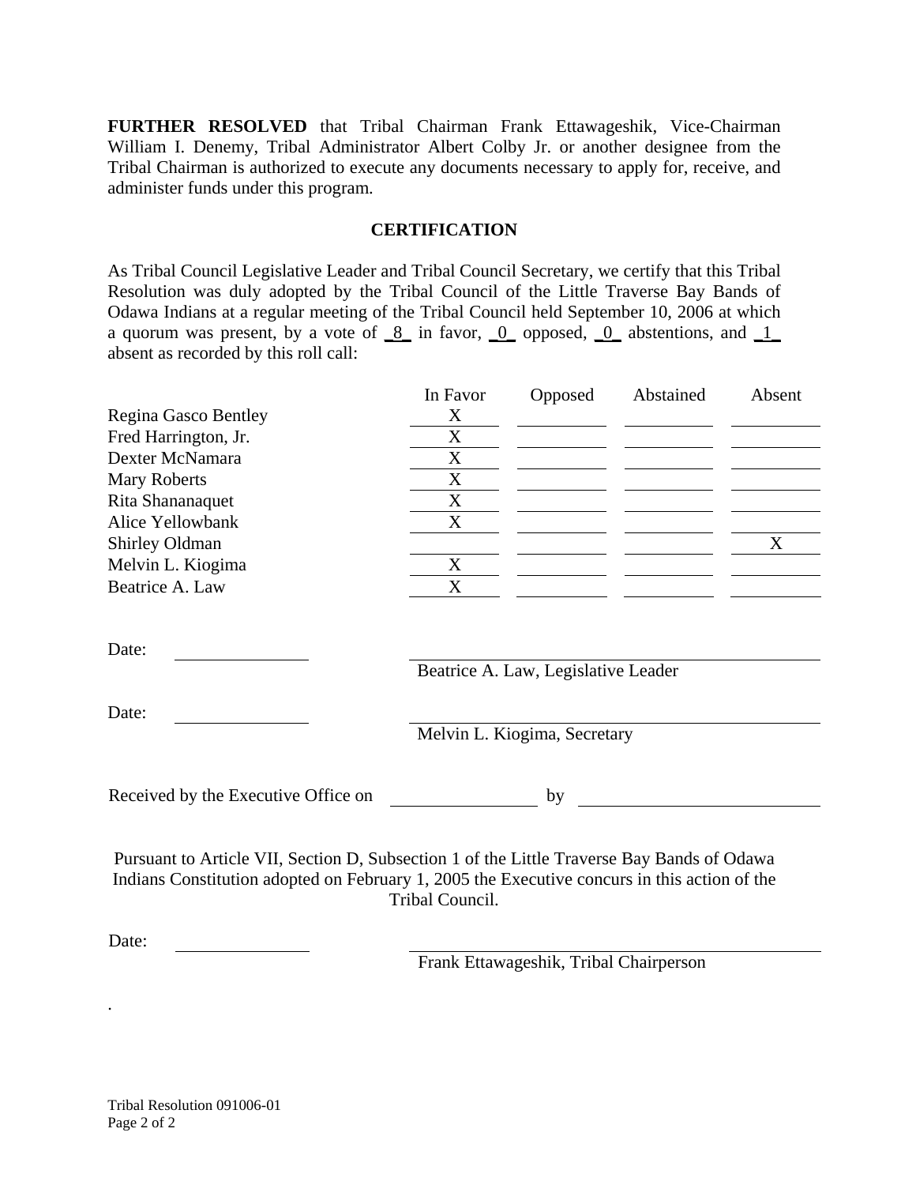**FURTHER RESOLVED** that Tribal Chairman Frank Ettawageshik, Vice-Chairman William I. Denemy, Tribal Administrator Albert Colby Jr. or another designee from the Tribal Chairman is authorized to execute any documents necessary to apply for, receive, and administer funds under this program.

## CERTIFICATION

As Tribal Council Legislative Leader and Tribal Council Secretary, we certify that this Tribal Resolution was duly adopted by the Tribal Council of the Little Traverse Bay Bands of Odawa Indians at a regular meeting of the Tribal Council held September 10, 2006 at which a quorum was present, by a vote of _8_ in favor, _0_ opposed, _0_ abstentions, and _1_ absent as recorded by this roll call:

| | In Favor | Opposed | Abstained | Absent |
|---|---|---|---|---|
| Regina Gasco Bentley | X | | | |
| Fred Harrington, Jr. | X | | | |
| Dexter McNamara | X | | | |
| Mary Roberts | X | | | |
| Rita Shananaquet | X | | | |
| Alice Yellowbank | X | | | |
| Shirley Oldman | | | | X |
| Melvin L. Kiogima | X | | | |
| Beatrice A. Law | X | | | |

Date: ______________ ______________________________
Beatrice A. Law, Legislative Leader

Date: ______________ ______________________________
Melvin L. Kiogima, Secretary

Received by the Executive Office on ______________ by ______________________

Pursuant to Article VII, Section D, Subsection 1 of the Little Traverse Bay Bands of Odawa Indians Constitution adopted on February 1, 2005 the Executive concurs in this action of the Tribal Council.

Date: ______________ ______________________________
Frank Ettawageshik, Tribal Chairperson

.

Tribal Resolution 091006-01